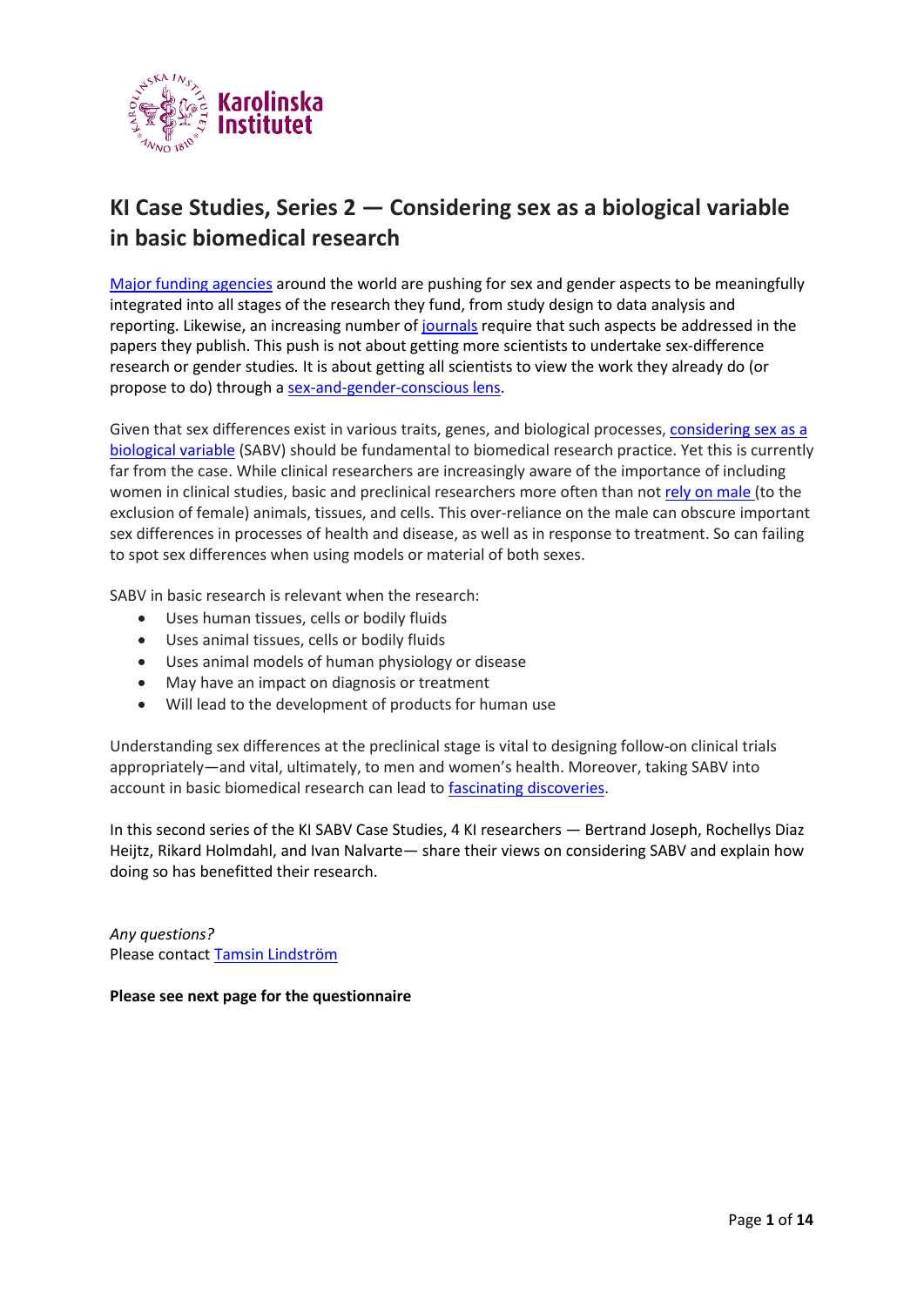# KI Case Studies, Series 2 — Considering sex as a biological variable in basic biomedical research

Major funding agencies around the world are pushing for sex and gender aspects to be meaningfully integrated into all stages of the research they fund, from study design to data analysis and reporting. Likewise, an increasing number of journals require that such aspects be addressed in the papers they publish. This push is not about getting more scientists to undertake sex-difference research or gender studies. It is about getting all scientists to view the work they already do (or propose to do) through a sex-and-gender-conscious lens.

Given that sex differences exist in various traits, genes, and biological processes, considering sex as a biological variable (SABV) should be fundamental to biomedical research practice. Yet this is currently far from the case. While clinical researchers are increasingly aware of the importance of including women in clinical studies, basic and preclinical researchers more often than not rely on male (to the exclusion of female) animals, tissues, and cells. This over-reliance on the male can obscure important sex differences in processes of health and disease, as well as in response to treatment. So can failing to spot sex differences when using models or material of both sexes.

SABV in basic research is relevant when the research:

- Uses human tissues, cells or bodily fluids
- Uses animal tissues, cells or bodily fluids
- Uses animal models of human physiology or disease
- May have an impact on diagnosis or treatment
- Will lead to the development of products for human use

Understanding sex differences at the preclinical stage is vital to designing follow-on clinical trials appropriately—and vital, ultimately, to men and women's health. Moreover, taking SABV into account in basic biomedical research can lead to fascinating discoveries.

In this second series of the KI SABV Case Studies, 4 KI researchers — Bertrand Joseph, Rochellys Diaz Heijtz, Rikard Holmdahl, and Ivan Nalvarte— share their views on considering SABV and explain how doing so has benefitted their research.

*Any questions?*
Please contact Tamsin Lindström

**Please see next page for the questionnaire**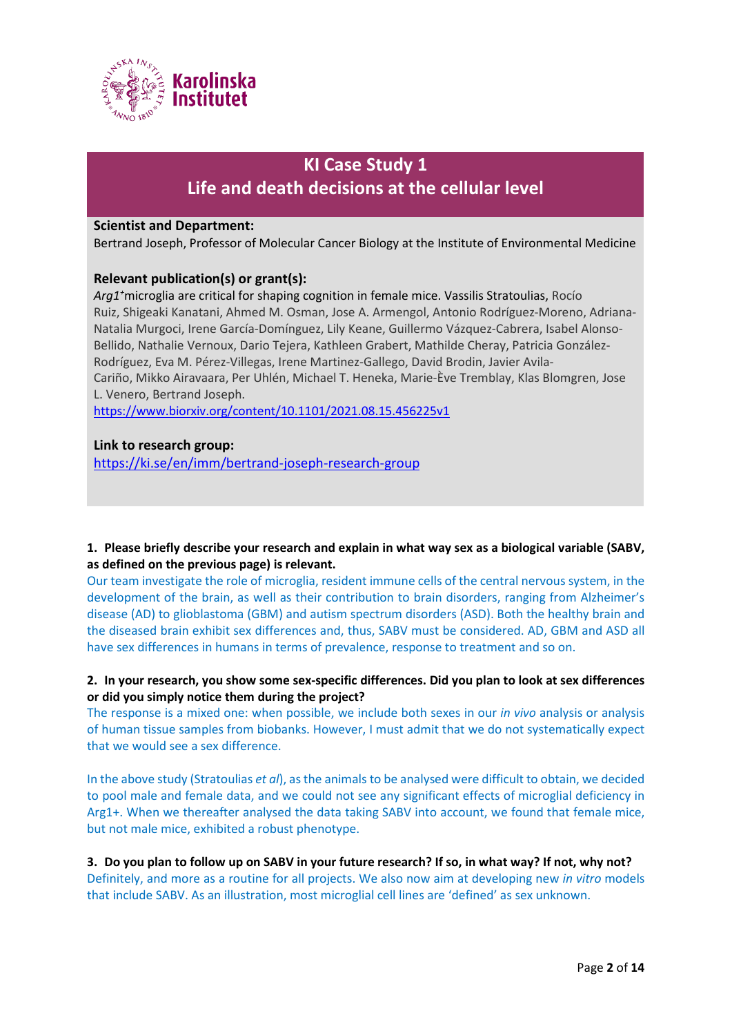# KI Case Study 1
## Life and death decisions at the cellular level

**Scientist and Department:**

Bertrand Joseph, Professor of Molecular Cancer Biology at the Institute of Environmental Medicine

**Relevant publication(s) or grant(s):**

*Arg1*[+]microglia are critical for shaping cognition in female mice. Vassilis Stratoulias, Rocío Ruiz, Shigeaki Kanatani, Ahmed M. Osman, Jose A. Armengol, Antonio Rodríguez-Moreno, Adriana-Natalia Murgoci, Irene García-Domínguez, Lily Keane, Guillermo Vázquez-Cabrera, Isabel Alonso-Bellido, Nathalie Vernoux, Dario Tejera, Kathleen Grabert, Mathilde Cheray, Patricia González-Rodríguez, Eva M. Pérez-Villegas, Irene Martinez-Gallego, David Brodin, Javier Avila-Cariño, Mikko Airavaara, Per Uhlén, Michael T. Heneka, Marie-Ève Tremblay, Klas Blomgren, Jose L. Venero, Bertrand Joseph.

https://www.biorxiv.org/content/10.1101/2021.08.15.456225v1

**Link to research group:**

https://ki.se/en/imm/bertrand-joseph-research-group

**1. Please briefly describe your research and explain in what way sex as a biological variable (SABV, as defined on the previous page) is relevant.**

Our team investigate the role of microglia, resident immune cells of the central nervous system, in the development of the brain, as well as their contribution to brain disorders, ranging from Alzheimer's disease (AD) to glioblastoma (GBM) and autism spectrum disorders (ASD). Both the healthy brain and the diseased brain exhibit sex differences and, thus, SABV must be considered. AD, GBM and ASD all have sex differences in humans in terms of prevalence, response to treatment and so on.

**2. In your research, you show some sex-specific differences. Did you plan to look at sex differences or did you simply notice them during the project?**

The response is a mixed one: when possible, we include both sexes in our *in vivo* analysis or analysis of human tissue samples from biobanks. However, I must admit that we do not systematically expect that we would see a sex difference.

In the above study (Stratoulias *et al*), as the animals to be analysed were difficult to obtain, we decided to pool male and female data, and we could not see any significant effects of microglial deficiency in Arg1+. When we thereafter analysed the data taking SABV into account, we found that female mice, but not male mice, exhibited a robust phenotype.

**3. Do you plan to follow up on SABV in your future research? If so, in what way? If not, why not?**

Definitely, and more as a routine for all projects. We also now aim at developing new *in vitro* models that include SABV. As an illustration, most microglial cell lines are 'defined' as sex unknown.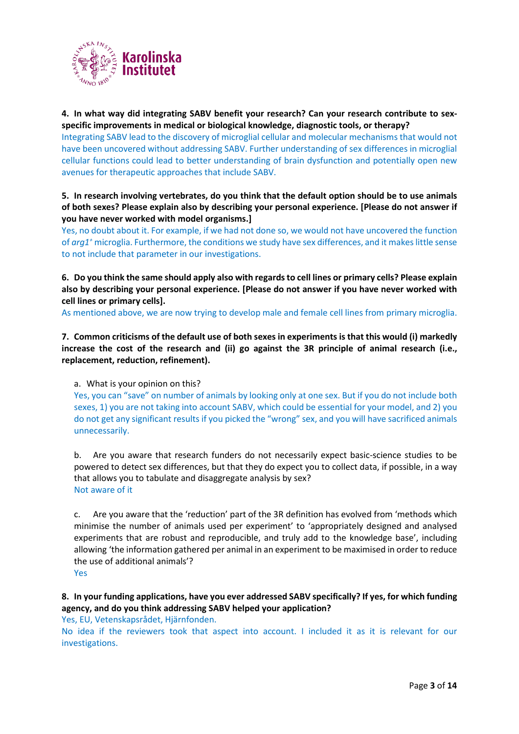**4. In what way did integrating SABV benefit your research? Can your research contribute to sex-specific improvements in medical or biological knowledge, diagnostic tools, or therapy?**

Integrating SABV lead to the discovery of microglial cellular and molecular mechanisms that would not have been uncovered without addressing SABV. Further understanding of sex differences in microglial cellular functions could lead to better understanding of brain dysfunction and potentially open new avenues for therapeutic approaches that include SABV.

**5. In research involving vertebrates, do you think that the default option should be to use animals of both sexes? Please explain also by describing your personal experience. [Please do not answer if you have never worked with model organisms.]**

Yes, no doubt about it. For example, if we had not done so, we would not have uncovered the function of *arg1*[+] microglia. Furthermore, the conditions we study have sex differences, and it makes little sense to not include that parameter in our investigations.

**6. Do you think the same should apply also with regards to cell lines or primary cells? Please explain also by describing your personal experience. [Please do not answer if you have never worked with cell lines or primary cells].**

As mentioned above, we are now trying to develop male and female cell lines from primary microglia.

**7. Common criticisms of the default use of both sexes in experiments is that this would (i) markedly increase the cost of the research and (ii) go against the 3R principle of animal research (i.e., replacement, reduction, refinement).**

a. What is your opinion on this?

Yes, you can "save" on number of animals by looking only at one sex. But if you do not include both sexes, 1) you are not taking into account SABV, which could be essential for your model, and 2) you do not get any significant results if you picked the "wrong" sex, and you will have sacrificed animals unnecessarily.

b. Are you aware that research funders do not necessarily expect basic-science studies to be powered to detect sex differences, but that they do expect you to collect data, if possible, in a way that allows you to tabulate and disaggregate analysis by sex?

Not aware of it

c. Are you aware that the 'reduction' part of the 3R definition has evolved from 'methods which minimise the number of animals used per experiment' to 'appropriately designed and analysed experiments that are robust and reproducible, and truly add to the knowledge base', including allowing 'the information gathered per animal in an experiment to be maximised in order to reduce the use of additional animals'?

Yes

**8. In your funding applications, have you ever addressed SABV specifically? If yes, for which funding agency, and do you think addressing SABV helped your application?**

Yes, EU, Vetenskapsrådet, Hjärnfonden.

No idea if the reviewers took that aspect into account. I included it as it is relevant for our investigations.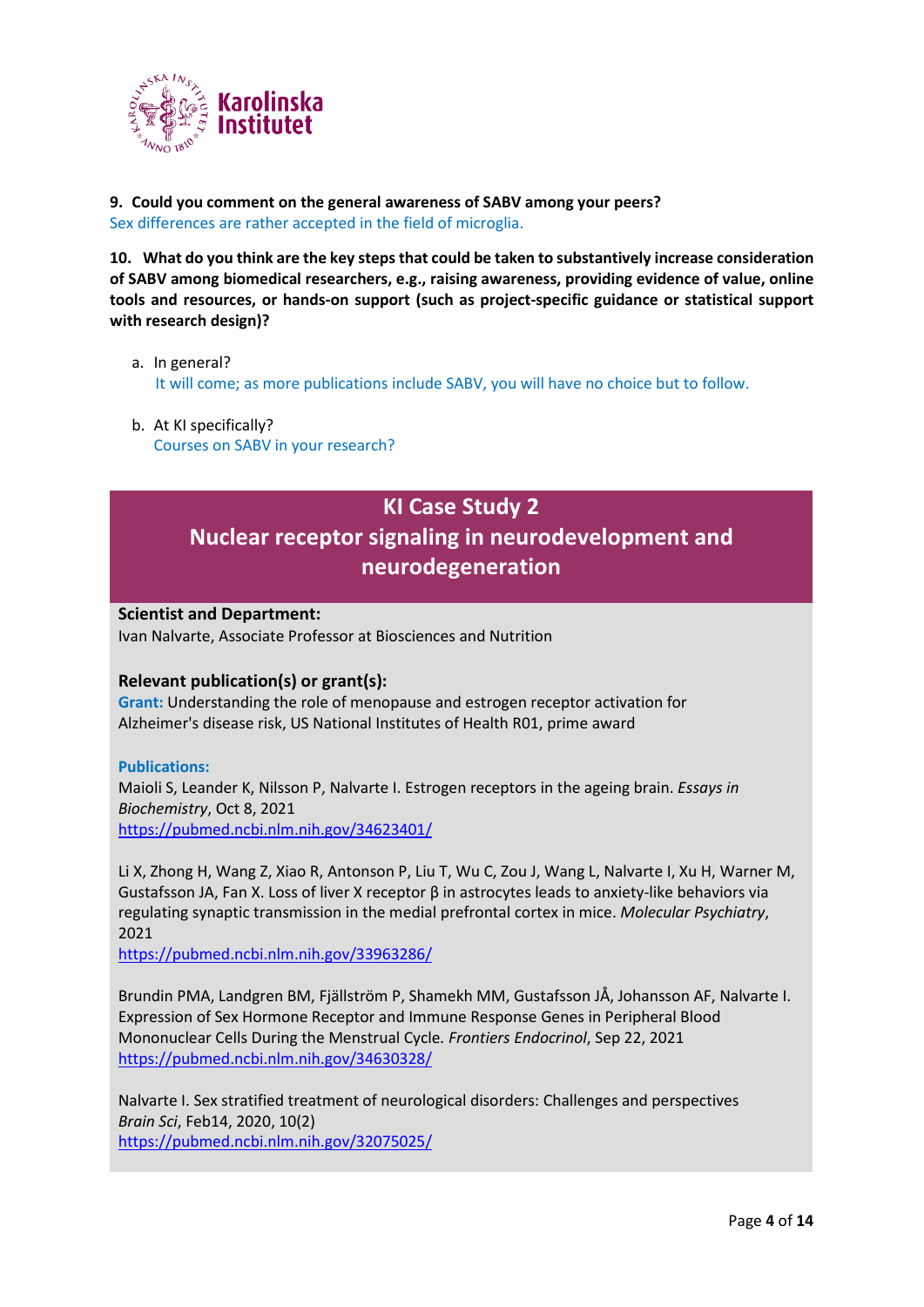**9. Could you comment on the general awareness of SABV among your peers?**

Sex differences are rather accepted in the field of microglia.

**10. What do you think are the key steps that could be taken to substantively increase consideration of SABV among biomedical researchers, e.g., raising awareness, providing evidence of value, online tools and resources, or hands-on support (such as project-specific guidance or statistical support with research design)?**

a. In general?

It will come; as more publications include SABV, you will have no choice but to follow.

b. At KI specifically?

Courses on SABV in your research?

## KI Case Study 2
## Nuclear receptor signaling in neurodevelopment and neurodegeneration

### Scientist and Department:

Ivan Nalvarte, Associate Professor at Biosciences and Nutrition

### Relevant publication(s) or grant(s):

**Grant:** Understanding the role of menopause and estrogen receptor activation for Alzheimer's disease risk, US National Institutes of Health R01, prime award

**Publications:**

Maioli S, Leander K, Nilsson P, Nalvarte I. Estrogen receptors in the ageing brain. *Essays in Biochemistry*, Oct 8, 2021
https://pubmed.ncbi.nlm.nih.gov/34623401/

Li X, Zhong H, Wang Z, Xiao R, Antonson P, Liu T, Wu C, Zou J, Wang L, Nalvarte I, Xu H, Warner M, Gustafsson JA, Fan X. Loss of liver X receptor β in astrocytes leads to anxiety-like behaviors via regulating synaptic transmission in the medial prefrontal cortex in mice. *Molecular Psychiatry*, 2021
https://pubmed.ncbi.nlm.nih.gov/33963286/

Brundin PMA, Landgren BM, Fjällström P, Shamekh MM, Gustafsson JÅ, Johansson AF, Nalvarte I. Expression of Sex Hormone Receptor and Immune Response Genes in Peripheral Blood Mononuclear Cells During the Menstrual Cycle. *Frontiers Endocrinol*, Sep 22, 2021
https://pubmed.ncbi.nlm.nih.gov/34630328/

Nalvarte I. Sex stratified treatment of neurological disorders: Challenges and perspectives *Brain Sci*, Feb14, 2020, 10(2)
https://pubmed.ncbi.nlm.nih.gov/32075025/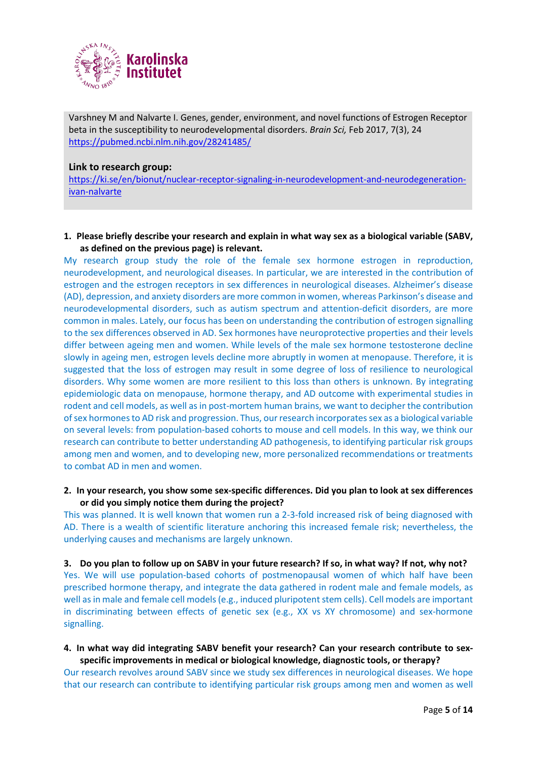Varshney M and Nalvarte I. Genes, gender, environment, and novel functions of Estrogen Receptor beta in the susceptibility to neurodevelopmental disorders. *Brain Sci,* Feb 2017, 7(3), 24
https://pubmed.ncbi.nlm.nih.gov/28241485/

**Link to research group:**
https://ki.se/en/bionut/nuclear-receptor-signaling-in-neurodevelopment-and-neurodegeneration-ivan-nalvarte

1. **Please briefly describe your research and explain in what way sex as a biological variable (SABV, as defined on the previous page) is relevant.**

My research group study the role of the female sex hormone estrogen in reproduction, neurodevelopment, and neurological diseases. In particular, we are interested in the contribution of estrogen and the estrogen receptors in sex differences in neurological diseases. Alzheimer's disease (AD), depression, and anxiety disorders are more common in women, whereas Parkinson's disease and neurodevelopmental disorders, such as autism spectrum and attention-deficit disorders, are more common in males. Lately, our focus has been on understanding the contribution of estrogen signalling to the sex differences observed in AD. Sex hormones have neuroprotective properties and their levels differ between ageing men and women. While levels of the male sex hormone testosterone decline slowly in ageing men, estrogen levels decline more abruptly in women at menopause. Therefore, it is suggested that the loss of estrogen may result in some degree of loss of resilience to neurological disorders. Why some women are more resilient to this loss than others is unknown. By integrating epidemiologic data on menopause, hormone therapy, and AD outcome with experimental studies in rodent and cell models, as well as in post-mortem human brains, we want to decipher the contribution of sex hormones to AD risk and progression. Thus, our research incorporates sex as a biological variable on several levels: from population-based cohorts to mouse and cell models. In this way, we think our research can contribute to better understanding AD pathogenesis, to identifying particular risk groups among men and women, and to developing new, more personalized recommendations or treatments to combat AD in men and women.

2. **In your research, you show some sex-specific differences. Did you plan to look at sex differences or did you simply notice them during the project?**

This was planned. It is well known that women run a 2-3-fold increased risk of being diagnosed with AD. There is a wealth of scientific literature anchoring this increased female risk; nevertheless, the underlying causes and mechanisms are largely unknown.

3. **Do you plan to follow up on SABV in your future research? If so, in what way? If not, why not?**

Yes. We will use population-based cohorts of postmenopausal women of which half have been prescribed hormone therapy, and integrate the data gathered in rodent male and female models, as well as in male and female cell models (e.g., induced pluripotent stem cells). Cell models are important in discriminating between effects of genetic sex (e.g., XX vs XY chromosome) and sex-hormone signalling.

4. **In what way did integrating SABV benefit your research? Can your research contribute to sex-specific improvements in medical or biological knowledge, diagnostic tools, or therapy?**

Our research revolves around SABV since we study sex differences in neurological diseases. We hope that our research can contribute to identifying particular risk groups among men and women as well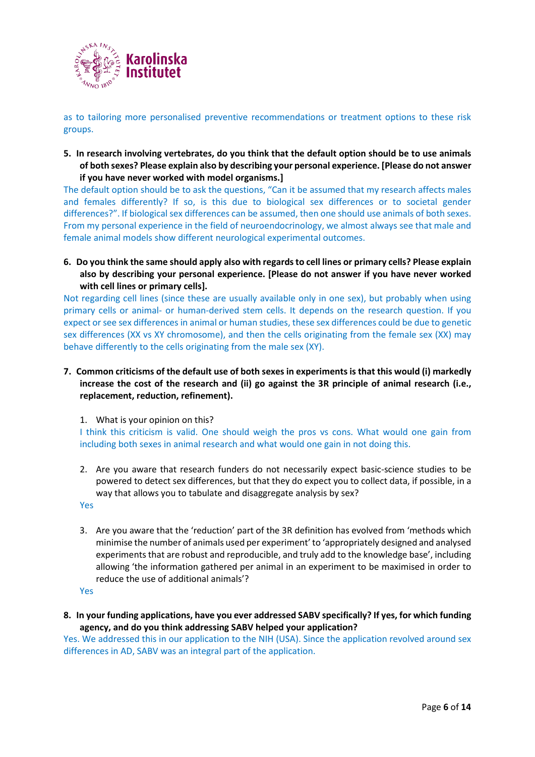as to tailoring more personalised preventive recommendations or treatment options to these risk groups.

5. **In research involving vertebrates, do you think that the default option should be to use animals of both sexes? Please explain also by describing your personal experience. [Please do not answer if you have never worked with model organisms.]**

The default option should be to ask the questions, "Can it be assumed that my research affects males and females differently? If so, is this due to biological sex differences or to societal gender differences?". If biological sex differences can be assumed, then one should use animals of both sexes. From my personal experience in the field of neuroendocrinology, we almost always see that male and female animal models show different neurological experimental outcomes.

6. **Do you think the same should apply also with regards to cell lines or primary cells? Please explain also by describing your personal experience. [Please do not answer if you have never worked with cell lines or primary cells].**

Not regarding cell lines (since these are usually available only in one sex), but probably when using primary cells or animal- or human-derived stem cells. It depends on the research question. If you expect or see sex differences in animal or human studies, these sex differences could be due to genetic sex differences (XX vs XY chromosome), and then the cells originating from the female sex (XX) may behave differently to the cells originating from the male sex (XY).

7. **Common criticisms of the default use of both sexes in experiments is that this would (i) markedly increase the cost of the research and (ii) go against the 3R principle of animal research (i.e., replacement, reduction, refinement).**

   1. What is your opinion on this?

      I think this criticism is valid. One should weigh the pros vs cons. What would one gain from including both sexes in animal research and what would one gain in not doing this.

   2. Are you aware that research funders do not necessarily expect basic-science studies to be powered to detect sex differences, but that they do expect you to collect data, if possible, in a way that allows you to tabulate and disaggregate analysis by sex?

      Yes

   3. Are you aware that the 'reduction' part of the 3R definition has evolved from 'methods which minimise the number of animals used per experiment' to 'appropriately designed and analysed experiments that are robust and reproducible, and truly add to the knowledge base', including allowing 'the information gathered per animal in an experiment to be maximised in order to reduce the use of additional animals'?

      Yes

8. **In your funding applications, have you ever addressed SABV specifically? If yes, for which funding agency, and do you think addressing SABV helped your application?**

Yes. We addressed this in our application to the NIH (USA). Since the application revolved around sex differences in AD, SABV was an integral part of the application.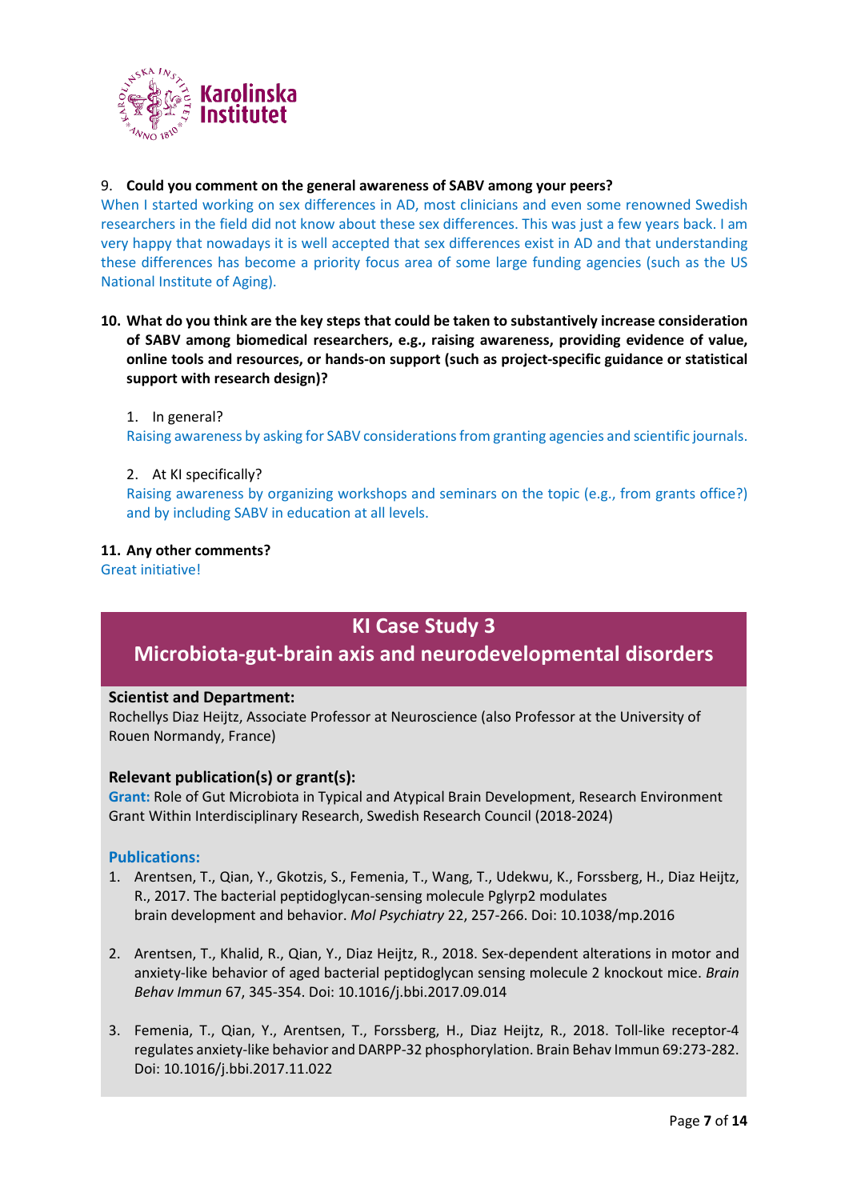9. **Could you comment on the general awareness of SABV among your peers?**

When I started working on sex differences in AD, most clinicians and even some renowned Swedish researchers in the field did not know about these sex differences. This was just a few years back. I am very happy that nowadays it is well accepted that sex differences exist in AD and that understanding these differences has become a priority focus area of some large funding agencies (such as the US National Institute of Aging).

10. **What do you think are the key steps that could be taken to substantively increase consideration of SABV among biomedical researchers, e.g., raising awareness, providing evidence of value, online tools and resources, or hands-on support (such as project-specific guidance or statistical support with research design)?**

    1. In general?
    Raising awareness by asking for SABV considerations from granting agencies and scientific journals.

    2. At KI specifically?
    Raising awareness by organizing workshops and seminars on the topic (e.g., from grants office?) and by including SABV in education at all levels.

11. **Any other comments?**

Great initiative!

## KI Case Study 3

## Microbiota-gut-brain axis and neurodevelopmental disorders

**Scientist and Department:**

Rochellys Diaz Heijtz, Associate Professor at Neuroscience (also Professor at the University of Rouen Normandy, France)

**Relevant publication(s) or grant(s):**

**Grant:** Role of Gut Microbiota in Typical and Atypical Brain Development, Research Environment Grant Within Interdisciplinary Research, Swedish Research Council (2018-2024)

**Publications:**

1. Arentsen, T., Qian, Y., Gkotzis, S., Femenia, T., Wang, T., Udekwu, K., Forssberg, H., Diaz Heijtz, R., 2017. The bacterial peptidoglycan-sensing molecule Pglyrp2 modulates brain development and behavior. *Mol Psychiatry* 22, 257-266. Doi: 10.1038/mp.2016

2. Arentsen, T., Khalid, R., Qian, Y., Diaz Heijtz, R., 2018. Sex-dependent alterations in motor and anxiety-like behavior of aged bacterial peptidoglycan sensing molecule 2 knockout mice. *Brain Behav Immun* 67, 345-354. Doi: 10.1016/j.bbi.2017.09.014

3. Femenia, T., Qian, Y., Arentsen, T., Forssberg, H., Diaz Heijtz, R., 2018. Toll-like receptor-4 regulates anxiety-like behavior and DARPP-32 phosphorylation. Brain Behav Immun 69:273-282. Doi: 10.1016/j.bbi.2017.11.022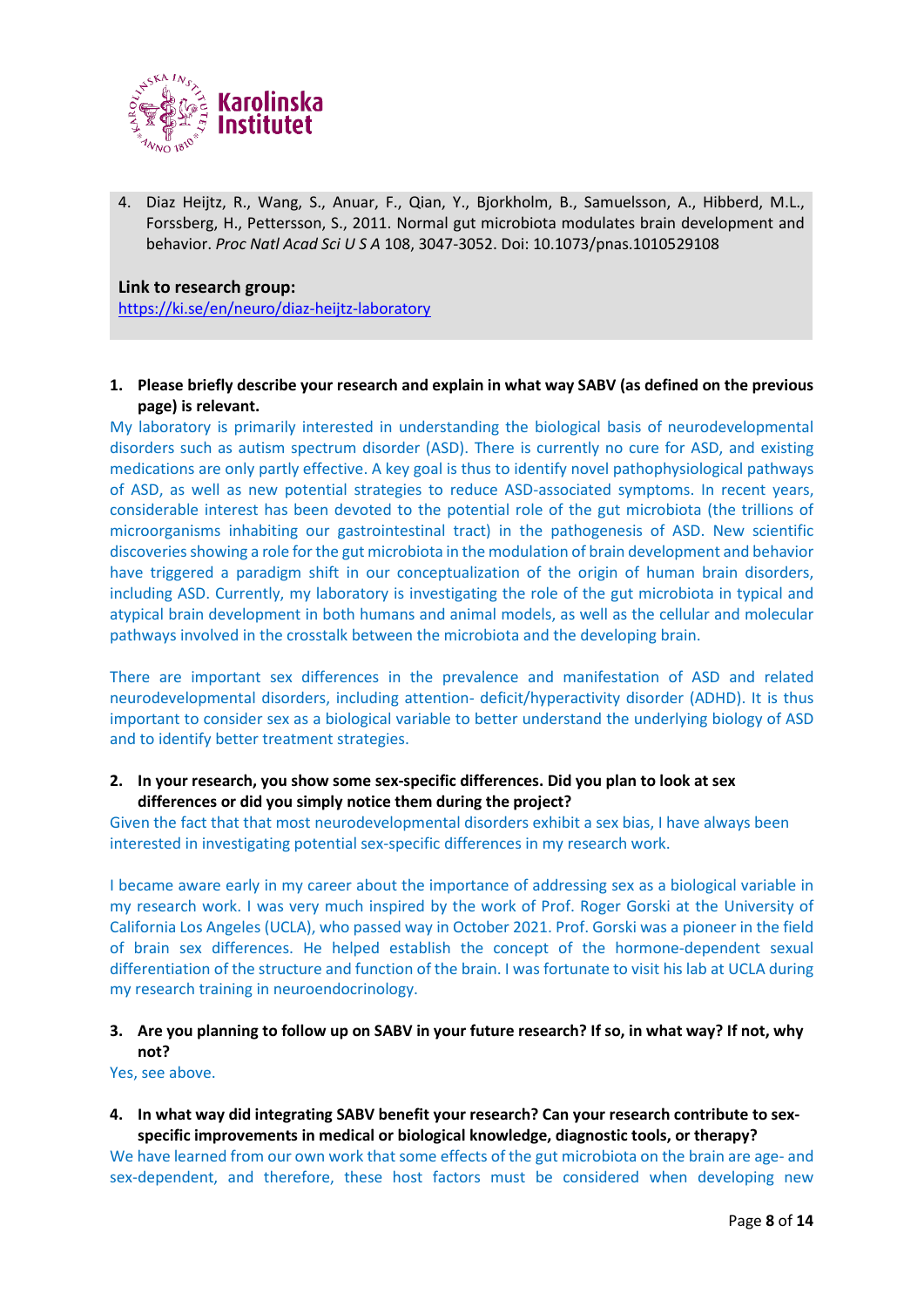4. Diaz Heijtz, R., Wang, S., Anuar, F., Qian, Y., Bjorkholm, B., Samuelsson, A., Hibberd, M.L., Forssberg, H., Pettersson, S., 2011. Normal gut microbiota modulates brain development and behavior. *Proc Natl Acad Sci U S A* 108, 3047-3052. Doi: 10.1073/pnas.1010529108

**Link to research group:**
https://ki.se/en/neuro/diaz-heijtz-laboratory

**1. Please briefly describe your research and explain in what way SABV (as defined on the previous page) is relevant.**

My laboratory is primarily interested in understanding the biological basis of neurodevelopmental disorders such as autism spectrum disorder (ASD). There is currently no cure for ASD, and existing medications are only partly effective. A key goal is thus to identify novel pathophysiological pathways of ASD, as well as new potential strategies to reduce ASD-associated symptoms. In recent years, considerable interest has been devoted to the potential role of the gut microbiota (the trillions of microorganisms inhabiting our gastrointestinal tract) in the pathogenesis of ASD. New scientific discoveries showing a role for the gut microbiota in the modulation of brain development and behavior have triggered a paradigm shift in our conceptualization of the origin of human brain disorders, including ASD. Currently, my laboratory is investigating the role of the gut microbiota in typical and atypical brain development in both humans and animal models, as well as the cellular and molecular pathways involved in the crosstalk between the microbiota and the developing brain.

There are important sex differences in the prevalence and manifestation of ASD and related neurodevelopmental disorders, including attention- deficit/hyperactivity disorder (ADHD). It is thus important to consider sex as a biological variable to better understand the underlying biology of ASD and to identify better treatment strategies.

**2. In your research, you show some sex-specific differences. Did you plan to look at sex differences or did you simply notice them during the project?**

Given the fact that that most neurodevelopmental disorders exhibit a sex bias, I have always been interested in investigating potential sex-specific differences in my research work.

I became aware early in my career about the importance of addressing sex as a biological variable in my research work. I was very much inspired by the work of Prof. Roger Gorski at the University of California Los Angeles (UCLA), who passed way in October 2021. Prof. Gorski was a pioneer in the field of brain sex differences. He helped establish the concept of the hormone-dependent sexual differentiation of the structure and function of the brain. I was fortunate to visit his lab at UCLA during my research training in neuroendocrinology.

**3. Are you planning to follow up on SABV in your future research? If so, in what way? If not, why not?**

Yes, see above.

**4. In what way did integrating SABV benefit your research? Can your research contribute to sex-specific improvements in medical or biological knowledge, diagnostic tools, or therapy?**

We have learned from our own work that some effects of the gut microbiota on the brain are age- and sex-dependent, and therefore, these host factors must be considered when developing new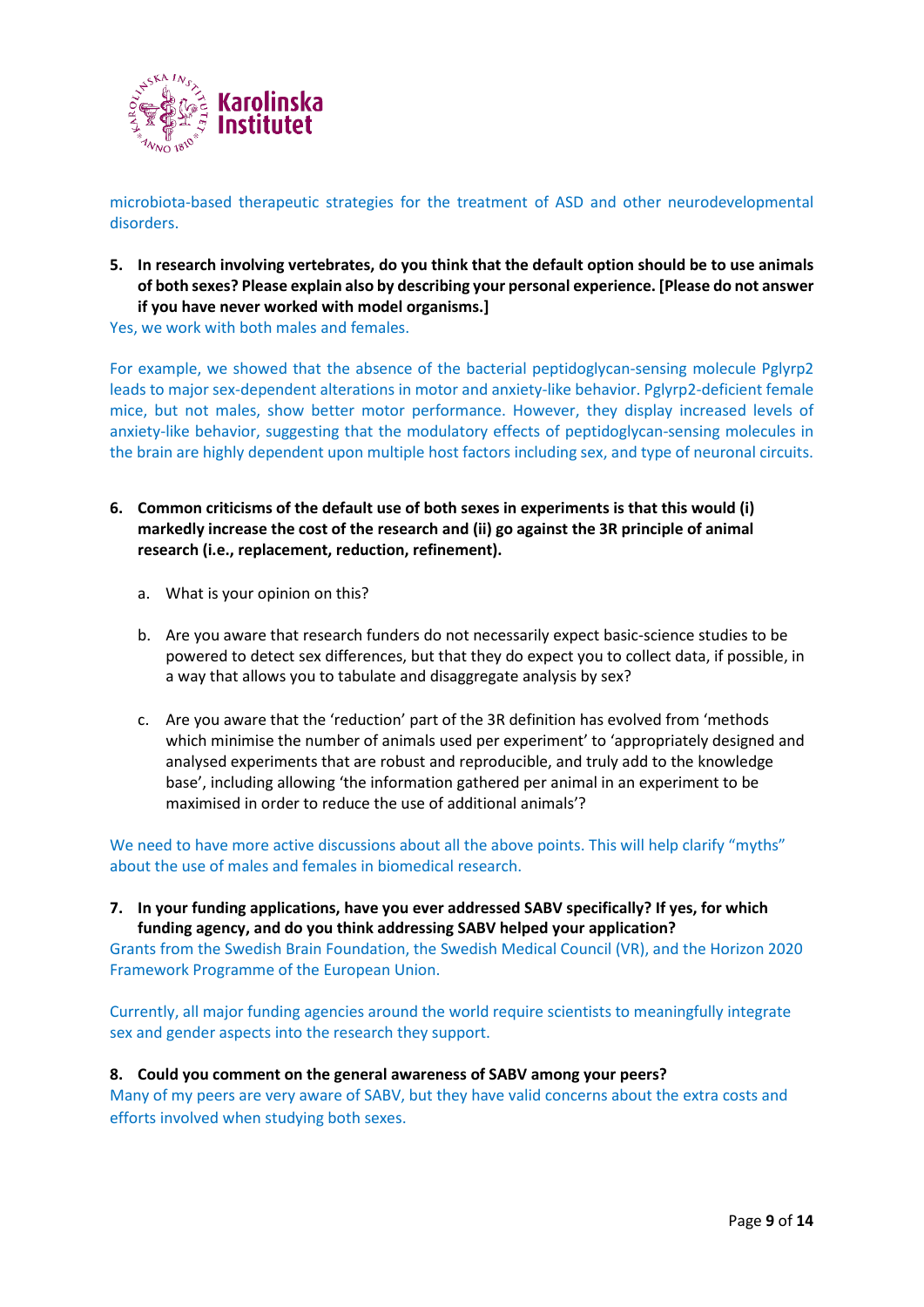microbiota-based therapeutic strategies for the treatment of ASD and other neurodevelopmental disorders.

5. **In research involving vertebrates, do you think that the default option should be to use animals of both sexes? Please explain also by describing your personal experience. [Please do not answer if you have never worked with model organisms.]**

Yes, we work with both males and females.

For example, we showed that the absence of the bacterial peptidoglycan-sensing molecule Pglyrp2 leads to major sex-dependent alterations in motor and anxiety-like behavior. Pglyrp2-deficient female mice, but not males, show better motor performance. However, they display increased levels of anxiety-like behavior, suggesting that the modulatory effects of peptidoglycan-sensing molecules in the brain are highly dependent upon multiple host factors including sex, and type of neuronal circuits.

6. **Common criticisms of the default use of both sexes in experiments is that this would (i) markedly increase the cost of the research and (ii) go against the 3R principle of animal research (i.e., replacement, reduction, refinement).**

   a. What is your opinion on this?

   b. Are you aware that research funders do not necessarily expect basic-science studies to be powered to detect sex differences, but that they do expect you to collect data, if possible, in a way that allows you to tabulate and disaggregate analysis by sex?

   c. Are you aware that the 'reduction' part of the 3R definition has evolved from 'methods which minimise the number of animals used per experiment' to 'appropriately designed and analysed experiments that are robust and reproducible, and truly add to the knowledge base', including allowing 'the information gathered per animal in an experiment to be maximised in order to reduce the use of additional animals'?

We need to have more active discussions about all the above points. This will help clarify "myths" about the use of males and females in biomedical research.

7. **In your funding applications, have you ever addressed SABV specifically? If yes, for which funding agency, and do you think addressing SABV helped your application?**

Grants from the Swedish Brain Foundation, the Swedish Medical Council (VR), and the Horizon 2020 Framework Programme of the European Union.

Currently, all major funding agencies around the world require scientists to meaningfully integrate sex and gender aspects into the research they support.

8. **Could you comment on the general awareness of SABV among your peers?**

Many of my peers are very aware of SABV, but they have valid concerns about the extra costs and efforts involved when studying both sexes.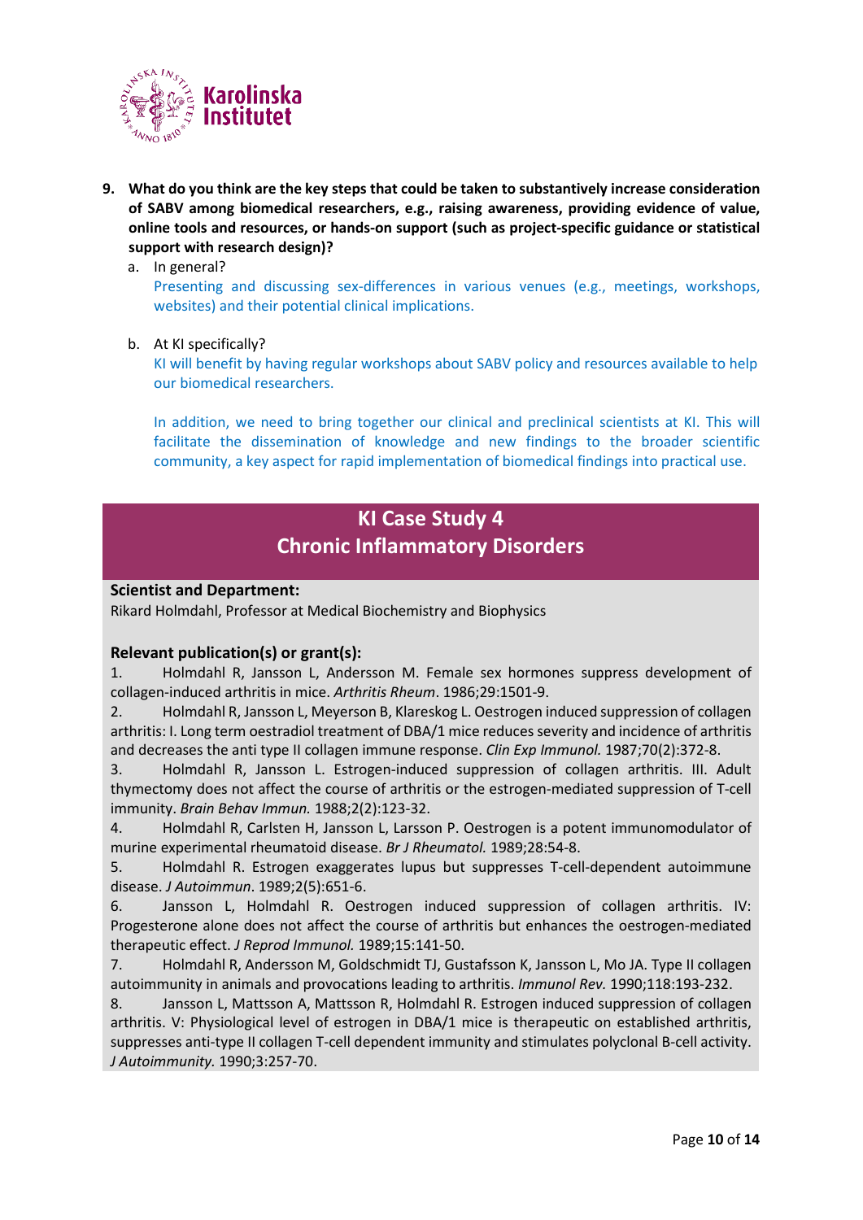9. **What do you think are the key steps that could be taken to substantively increase consideration of SABV among biomedical researchers, e.g., raising awareness, providing evidence of value, online tools and resources, or hands-on support (such as project-specific guidance or statistical support with research design)?**

   a. In general?

      Presenting and discussing sex-differences in various venues (e.g., meetings, workshops, websites) and their potential clinical implications.

   b. At KI specifically?

      KI will benefit by having regular workshops about SABV policy and resources available to help our biomedical researchers.

      In addition, we need to bring together our clinical and preclinical scientists at KI. This will facilitate the dissemination of knowledge and new findings to the broader scientific community, a key aspect for rapid implementation of biomedical findings into practical use.

## KI Case Study 4
## Chronic Inflammatory Disorders

**Scientist and Department:**

Rikard Holmdahl, Professor at Medical Biochemistry and Biophysics

**Relevant publication(s) or grant(s):**

1. Holmdahl R, Jansson L, Andersson M. Female sex hormones suppress development of collagen-induced arthritis in mice. *Arthritis Rheum*. 1986;29:1501-9.
2. Holmdahl R, Jansson L, Meyerson B, Klareskog L. Oestrogen induced suppression of collagen arthritis: I. Long term oestradiol treatment of DBA/1 mice reduces severity and incidence of arthritis and decreases the anti type II collagen immune response. *Clin Exp Immunol.* 1987;70(2):372-8.
3. Holmdahl R, Jansson L. Estrogen-induced suppression of collagen arthritis. III. Adult thymectomy does not affect the course of arthritis or the estrogen-mediated suppression of T-cell immunity. *Brain Behav Immun.* 1988;2(2):123-32.
4. Holmdahl R, Carlsten H, Jansson L, Larsson P. Oestrogen is a potent immunomodulator of murine experimental rheumatoid disease. *Br J Rheumatol.* 1989;28:54-8.
5. Holmdahl R. Estrogen exaggerates lupus but suppresses T-cell-dependent autoimmune disease. *J Autoimmun*. 1989;2(5):651-6.
6. Jansson L, Holmdahl R. Oestrogen induced suppression of collagen arthritis. IV: Progesterone alone does not affect the course of arthritis but enhances the oestrogen-mediated therapeutic effect. *J Reprod Immunol.* 1989;15:141-50.
7. Holmdahl R, Andersson M, Goldschmidt TJ, Gustafsson K, Jansson L, Mo JA. Type II collagen autoimmunity in animals and provocations leading to arthritis. *Immunol Rev.* 1990;118:193-232.
8. Jansson L, Mattsson A, Mattsson R, Holmdahl R. Estrogen induced suppression of collagen arthritis. V: Physiological level of estrogen in DBA/1 mice is therapeutic on established arthritis, suppresses anti-type II collagen T-cell dependent immunity and stimulates polyclonal B-cell activity. *J Autoimmunity.* 1990;3:257-70.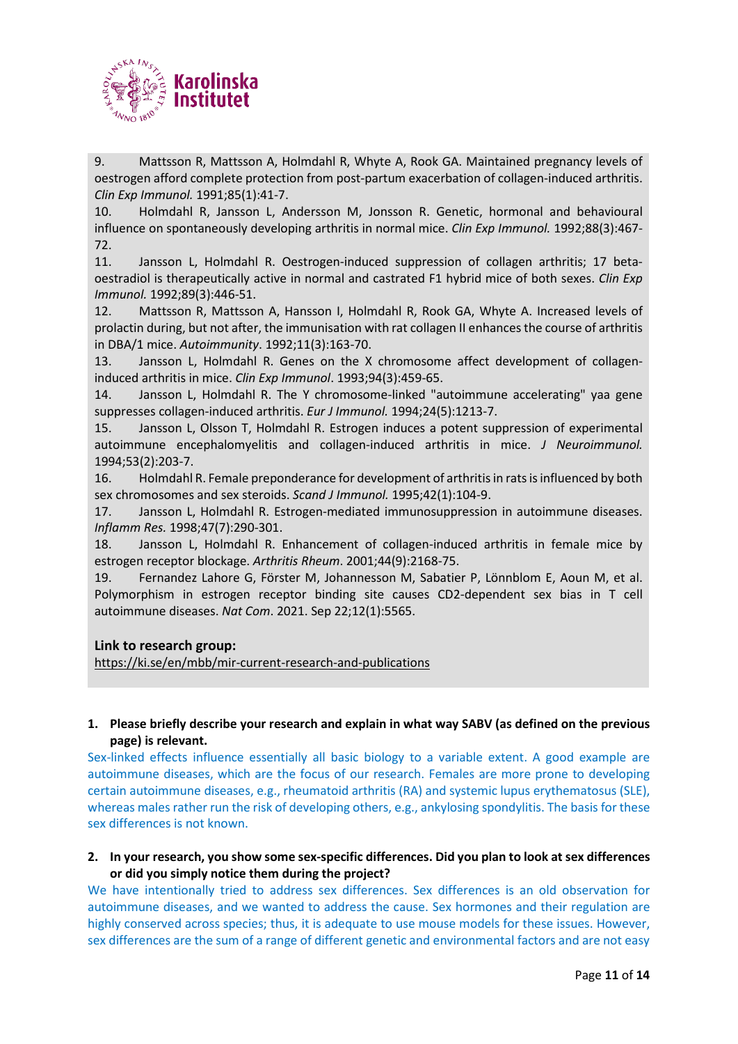9. Mattsson R, Mattsson A, Holmdahl R, Whyte A, Rook GA. Maintained pregnancy levels of oestrogen afford complete protection from post-partum exacerbation of collagen-induced arthritis. *Clin Exp Immunol.* 1991;85(1):41-7.
10. Holmdahl R, Jansson L, Andersson M, Jonsson R. Genetic, hormonal and behavioural influence on spontaneously developing arthritis in normal mice. *Clin Exp Immunol.* 1992;88(3):467-72.
11. Jansson L, Holmdahl R. Oestrogen-induced suppression of collagen arthritis; 17 beta-oestradiol is therapeutically active in normal and castrated F1 hybrid mice of both sexes. *Clin Exp Immunol.* 1992;89(3):446-51.
12. Mattsson R, Mattsson A, Hansson I, Holmdahl R, Rook GA, Whyte A. Increased levels of prolactin during, but not after, the immunisation with rat collagen II enhances the course of arthritis in DBA/1 mice. *Autoimmunity*. 1992;11(3):163-70.
13. Jansson L, Holmdahl R. Genes on the X chromosome affect development of collagen-induced arthritis in mice. *Clin Exp Immunol*. 1993;94(3):459-65.
14. Jansson L, Holmdahl R. The Y chromosome-linked "autoimmune accelerating" yaa gene suppresses collagen-induced arthritis. *Eur J Immunol.* 1994;24(5):1213-7.
15. Jansson L, Olsson T, Holmdahl R. Estrogen induces a potent suppression of experimental autoimmune encephalomyelitis and collagen-induced arthritis in mice. *J Neuroimmunol.* 1994;53(2):203-7.
16. Holmdahl R. Female preponderance for development of arthritis in rats is influenced by both sex chromosomes and sex steroids. *Scand J Immunol.* 1995;42(1):104-9.
17. Jansson L, Holmdahl R. Estrogen-mediated immunosuppression in autoimmune diseases. *Inflamm Res.* 1998;47(7):290-301.
18. Jansson L, Holmdahl R. Enhancement of collagen-induced arthritis in female mice by estrogen receptor blockage. *Arthritis Rheum*. 2001;44(9):2168-75.
19. Fernandez Lahore G, Förster M, Johannesson M, Sabatier P, Lönnblom E, Aoun M, et al. Polymorphism in estrogen receptor binding site causes CD2-dependent sex bias in T cell autoimmune diseases. *Nat Com*. 2021. Sep 22;12(1):5565.

**Link to research group:**
https://ki.se/en/mbb/mir-current-research-and-publications

1. **Please briefly describe your research and explain in what way SABV (as defined on the previous page) is relevant.**

Sex-linked effects influence essentially all basic biology to a variable extent. A good example are autoimmune diseases, which are the focus of our research. Females are more prone to developing certain autoimmune diseases, e.g., rheumatoid arthritis (RA) and systemic lupus erythematosus (SLE), whereas males rather run the risk of developing others, e.g., ankylosing spondylitis. The basis for these sex differences is not known.

2. **In your research, you show some sex-specific differences. Did you plan to look at sex differences or did you simply notice them during the project?**

We have intentionally tried to address sex differences. Sex differences is an old observation for autoimmune diseases, and we wanted to address the cause. Sex hormones and their regulation are highly conserved across species; thus, it is adequate to use mouse models for these issues. However, sex differences are the sum of a range of different genetic and environmental factors and are not easy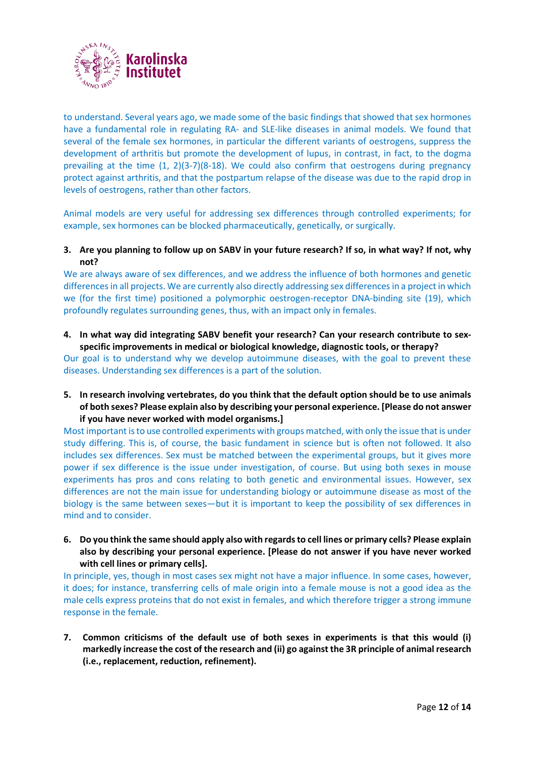to understand. Several years ago, we made some of the basic findings that showed that sex hormones have a fundamental role in regulating RA- and SLE-like diseases in animal models. We found that several of the female sex hormones, in particular the different variants of oestrogens, suppress the development of arthritis but promote the development of lupus, in contrast, in fact, to the dogma prevailing at the time (1, 2)(3-7)(8-18). We could also confirm that oestrogens during pregnancy protect against arthritis, and that the postpartum relapse of the disease was due to the rapid drop in levels of oestrogens, rather than other factors.

Animal models are very useful for addressing sex differences through controlled experiments; for example, sex hormones can be blocked pharmaceutically, genetically, or surgically.

3. **Are you planning to follow up on SABV in your future research? If so, in what way? If not, why not?**

We are always aware of sex differences, and we address the influence of both hormones and genetic differences in all projects. We are currently also directly addressing sex differences in a project in which we (for the first time) positioned a polymorphic oestrogen-receptor DNA-binding site (19), which profoundly regulates surrounding genes, thus, with an impact only in females.

4. **In what way did integrating SABV benefit your research? Can your research contribute to sex-specific improvements in medical or biological knowledge, diagnostic tools, or therapy?**

Our goal is to understand why we develop autoimmune diseases, with the goal to prevent these diseases. Understanding sex differences is a part of the solution.

5. **In research involving vertebrates, do you think that the default option should be to use animals of both sexes? Please explain also by describing your personal experience. [Please do not answer if you have never worked with model organisms.]**

Most important is to use controlled experiments with groups matched, with only the issue that is under study differing. This is, of course, the basic fundament in science but is often not followed. It also includes sex differences. Sex must be matched between the experimental groups, but it gives more power if sex difference is the issue under investigation, of course. But using both sexes in mouse experiments has pros and cons relating to both genetic and environmental issues. However, sex differences are not the main issue for understanding biology or autoimmune disease as most of the biology is the same between sexes—but it is important to keep the possibility of sex differences in mind and to consider.

6. **Do you think the same should apply also with regards to cell lines or primary cells? Please explain also by describing your personal experience. [Please do not answer if you have never worked with cell lines or primary cells].**

In principle, yes, though in most cases sex might not have a major influence. In some cases, however, it does; for instance, transferring cells of male origin into a female mouse is not a good idea as the male cells express proteins that do not exist in females, and which therefore trigger a strong immune response in the female.

7. **Common criticisms of the default use of both sexes in experiments is that this would (i) markedly increase the cost of the research and (ii) go against the 3R principle of animal research (i.e., replacement, reduction, refinement).**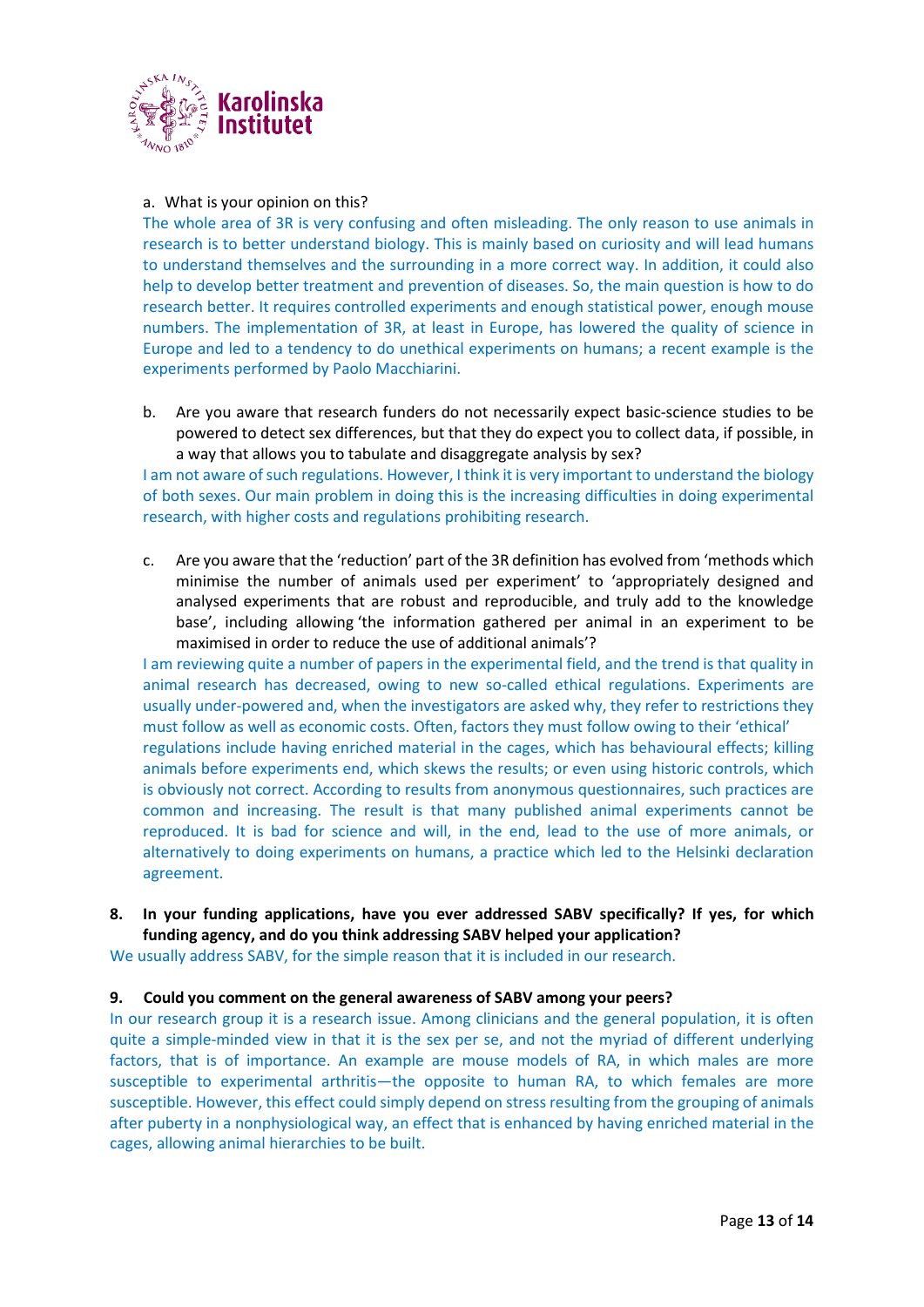a. What is your opinion on this?

The whole area of 3R is very confusing and often misleading. The only reason to use animals in research is to better understand biology. This is mainly based on curiosity and will lead humans to understand themselves and the surrounding in a more correct way. In addition, it could also help to develop better treatment and prevention of diseases. So, the main question is how to do research better. It requires controlled experiments and enough statistical power, enough mouse numbers. The implementation of 3R, at least in Europe, has lowered the quality of science in Europe and led to a tendency to do unethical experiments on humans; a recent example is the experiments performed by Paolo Macchiarini.

b. Are you aware that research funders do not necessarily expect basic-science studies to be powered to detect sex differences, but that they do expect you to collect data, if possible, in a way that allows you to tabulate and disaggregate analysis by sex?

I am not aware of such regulations. However, I think it is very important to understand the biology of both sexes. Our main problem in doing this is the increasing difficulties in doing experimental research, with higher costs and regulations prohibiting research.

c. Are you aware that the 'reduction' part of the 3R definition has evolved from 'methods which minimise the number of animals used per experiment' to 'appropriately designed and analysed experiments that are robust and reproducible, and truly add to the knowledge base', including allowing 'the information gathered per animal in an experiment to be maximised in order to reduce the use of additional animals'?

I am reviewing quite a number of papers in the experimental field, and the trend is that quality in animal research has decreased, owing to new so-called ethical regulations. Experiments are usually under-powered and, when the investigators are asked why, they refer to restrictions they must follow as well as economic costs. Often, factors they must follow owing to their 'ethical' regulations include having enriched material in the cages, which has behavioural effects; killing animals before experiments end, which skews the results; or even using historic controls, which is obviously not correct. According to results from anonymous questionnaires, such practices are common and increasing. The result is that many published animal experiments cannot be reproduced. It is bad for science and will, in the end, lead to the use of more animals, or alternatively to doing experiments on humans, a practice which led to the Helsinki declaration agreement.

**8. In your funding applications, have you ever addressed SABV specifically? If yes, for which funding agency, and do you think addressing SABV helped your application?**

We usually address SABV, for the simple reason that it is included in our research.

**9. Could you comment on the general awareness of SABV among your peers?**

In our research group it is a research issue. Among clinicians and the general population, it is often quite a simple-minded view in that it is the sex per se, and not the myriad of different underlying factors, that is of importance. An example are mouse models of RA, in which males are more susceptible to experimental arthritis—the opposite to human RA, to which females are more susceptible. However, this effect could simply depend on stress resulting from the grouping of animals after puberty in a nonphysiological way, an effect that is enhanced by having enriched material in the cages, allowing animal hierarchies to be built.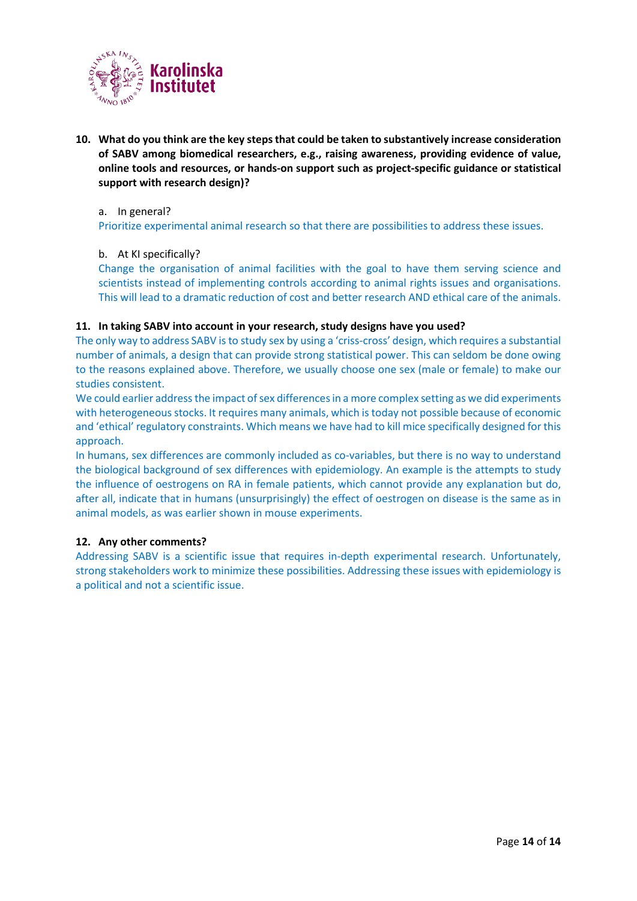**10. What do you think are the key steps that could be taken to substantively increase consideration of SABV among biomedical researchers, e.g., raising awareness, providing evidence of value, online tools and resources, or hands-on support such as project-specific guidance or statistical support with research design)?**

a. In general?

Prioritize experimental animal research so that there are possibilities to address these issues.

b. At KI specifically?

Change the organisation of animal facilities with the goal to have them serving science and scientists instead of implementing controls according to animal rights issues and organisations. This will lead to a dramatic reduction of cost and better research AND ethical care of the animals.

**11. In taking SABV into account in your research, study designs have you used?**

The only way to address SABV is to study sex by using a 'criss-cross' design, which requires a substantial number of animals, a design that can provide strong statistical power. This can seldom be done owing to the reasons explained above. Therefore, we usually choose one sex (male or female) to make our studies consistent.

We could earlier address the impact of sex differences in a more complex setting as we did experiments with heterogeneous stocks. It requires many animals, which is today not possible because of economic and 'ethical' regulatory constraints. Which means we have had to kill mice specifically designed for this approach.

In humans, sex differences are commonly included as co-variables, but there is no way to understand the biological background of sex differences with epidemiology. An example is the attempts to study the influence of oestrogens on RA in female patients, which cannot provide any explanation but do, after all, indicate that in humans (unsurprisingly) the effect of oestrogen on disease is the same as in animal models, as was earlier shown in mouse experiments.

**12. Any other comments?**

Addressing SABV is a scientific issue that requires in-depth experimental research. Unfortunately, strong stakeholders work to minimize these possibilities. Addressing these issues with epidemiology is a political and not a scientific issue.